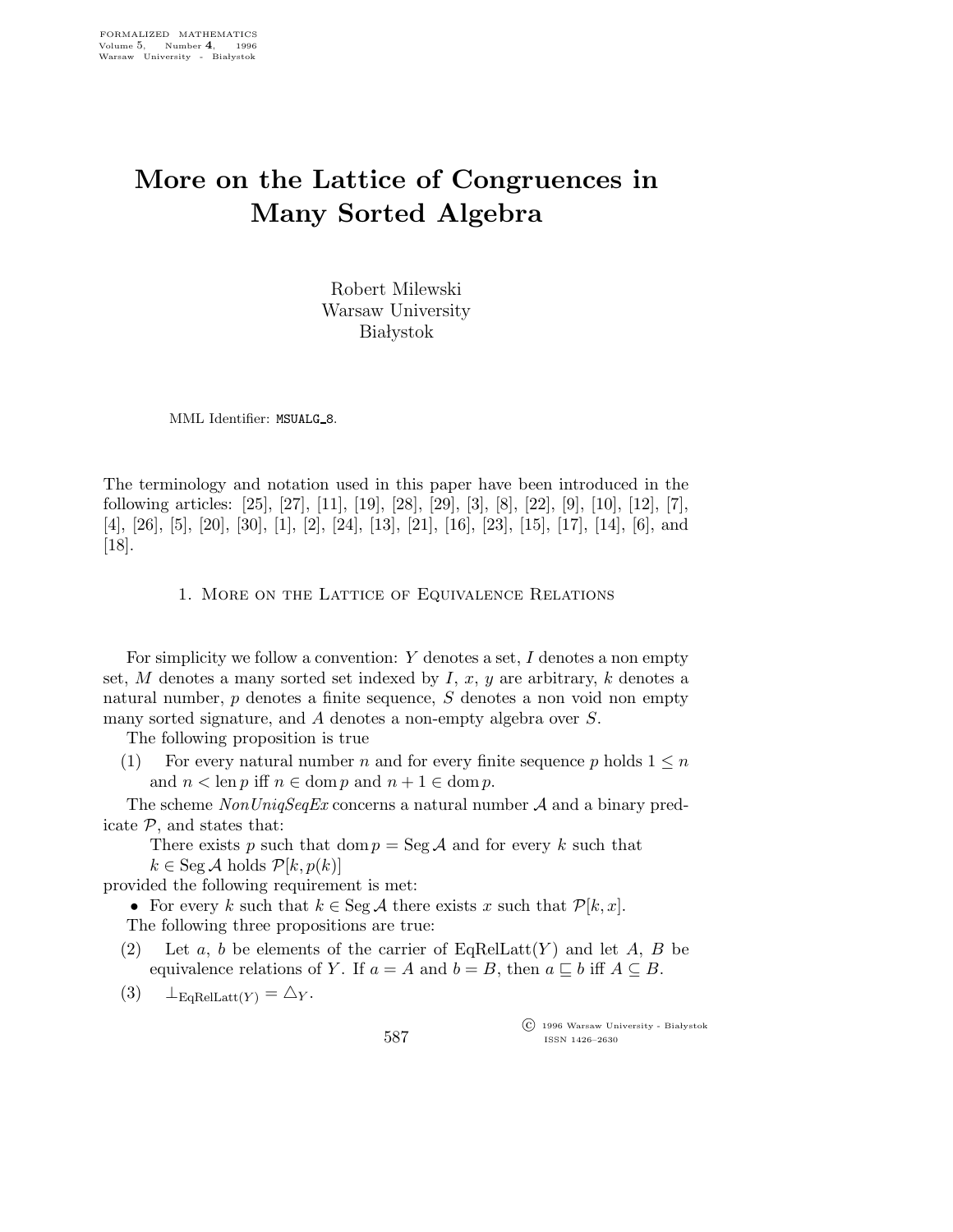# More on the Lattice of Congruences in Many Sorted Algebra

Robert Milewski
Warsaw University
Białystok

MML Identifier: MSUALG_8.

The terminology and notation used in this paper have been introduced in the following articles: [25], [27], [11], [19], [28], [29], [3], [8], [22], [9], [10], [12], [7], [4], [26], [5], [20], [30], [1], [2], [24], [13], [21], [16], [23], [15], [17], [14], [6], and [18].

## 1. More on the Lattice of Equivalence Relations

For simplicity we follow a convention: $Y$ denotes a set, $I$ denotes a non empty set, $M$ denotes a many sorted set indexed by $I$, $x$, $y$ are arbitrary, $k$ denotes a natural number, $p$ denotes a finite sequence, $S$ denotes a non void non empty many sorted signature, and $A$ denotes a non-empty algebra over $S$.

The following proposition is true

(1) For every natural number $n$ and for every finite sequence $p$ holds $1 \leq n$ and $n < \operatorname{len} p$ iff $n \in \operatorname{dom} p$ and $n + 1 \in \operatorname{dom} p$.

The scheme *NonUniqSeqEx* concerns a natural number $\mathcal{A}$ and a binary predicate $\mathcal{P}$, and states that:

There exists $p$ such that $\operatorname{dom} p = \operatorname{Seg} \mathcal{A}$ and for every $k$ such that $k \in \operatorname{Seg} \mathcal{A}$ holds $\mathcal{P}[k, p(k)]$

provided the following requirement is met:

- For every $k$ such that $k \in \operatorname{Seg} \mathcal{A}$ there exists $x$ such that $\mathcal{P}[k, x]$.

The following three propositions are true:

(2) Let $a$, $b$ be elements of the carrier of $\operatorname{EqRelLatt}(Y)$ and let $A$, $B$ be equivalence relations of $Y$. If $a = A$ and $b = B$, then $a \sqsubseteq b$ iff $A \subseteq B$.

(3) $\perp_{\operatorname{EqRelLatt}(Y)} = \triangle_Y$.

© 1996 Warsaw University - Białystok
ISSN 1426–2630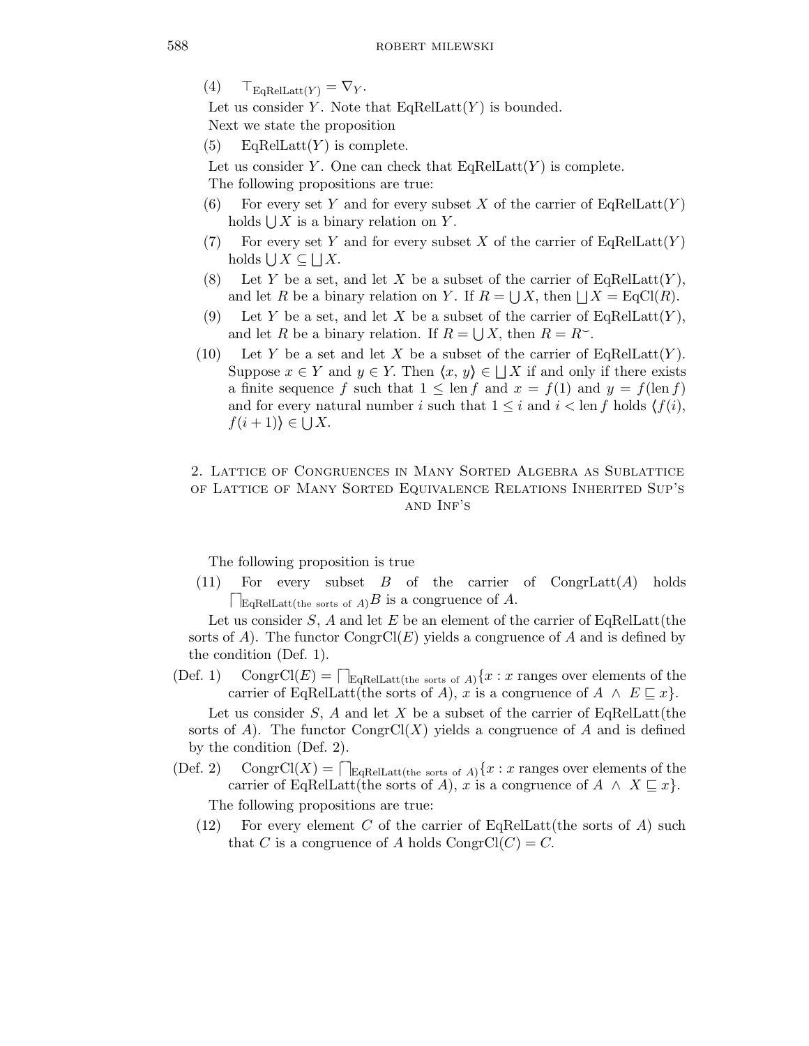(4) $\top_{\mathrm{EqRelLatt}(Y)} = \nabla_Y$.

Let us consider $Y$. Note that EqRelLatt$(Y)$ is bounded.

Next we state the proposition

(5) EqRelLatt$(Y)$ is complete.

Let us consider $Y$. One can check that EqRelLatt$(Y)$ is complete.

The following propositions are true:

(6) For every set $Y$ and for every subset $X$ of the carrier of EqRelLatt$(Y)$ holds $\bigcup X$ is a binary relation on $Y$.

(7) For every set $Y$ and for every subset $X$ of the carrier of EqRelLatt$(Y)$ holds $\bigcup X \subseteq \bigsqcup X$.

(8) Let $Y$ be a set, and let $X$ be a subset of the carrier of EqRelLatt$(Y)$, and let $R$ be a binary relation on $Y$. If $R = \bigcup X$, then $\bigsqcup X = \mathrm{EqCl}(R)$.

(9) Let $Y$ be a set, and let $X$ be a subset of the carrier of EqRelLatt$(Y)$, and let $R$ be a binary relation. If $R = \bigcup X$, then $R = R^{\smile}$.

(10) Let $Y$ be a set and let $X$ be a subset of the carrier of EqRelLatt$(Y)$. Suppose $x \in Y$ and $y \in Y$. Then $\langle x, y \rangle \in \bigsqcup X$ if and only if there exists a finite sequence $f$ such that $1 \leq \mathrm{len}\, f$ and $x = f(1)$ and $y = f(\mathrm{len}\, f)$ and for every natural number $i$ such that $1 \leq i$ and $i < \mathrm{len}\, f$ holds $\langle f(i), f(i+1) \rangle \in \bigcup X$.

## 2. Lattice of Congruences in Many Sorted Algebra as Sublattice of Lattice of Many Sorted Equivalence Relations Inherited Sup's and Inf's

The following proposition is true

(11) For every subset $B$ of the carrier of CongrLatt$(A)$ holds $\bigsqcap_{\mathrm{EqRelLatt}(\text{the sorts of } A)} B$ is a congruence of $A$.

Let us consider $S$, $A$ and let $E$ be an element of the carrier of EqRelLatt(the sorts of $A$). The functor CongrCl$(E)$ yields a congruence of $A$ and is defined by the condition (Def. 1).

(Def. 1) $\mathrm{CongrCl}(E) = \bigsqcap_{\mathrm{EqRelLatt}(\text{the sorts of } A)} \{x : x$ ranges over elements of the carrier of EqRelLatt(the sorts of $A$), $x$ is a congruence of $A \wedge E \sqsubseteq x\}$.

Let us consider $S$, $A$ and let $X$ be a subset of the carrier of EqRelLatt(the sorts of $A$). The functor CongrCl$(X)$ yields a congruence of $A$ and is defined by the condition (Def. 2).

(Def. 2) $\mathrm{CongrCl}(X) = \bigsqcap_{\mathrm{EqRelLatt}(\text{the sorts of } A)} \{x : x$ ranges over elements of the carrier of EqRelLatt(the sorts of $A$), $x$ is a congruence of $A \wedge X \sqsubseteq x\}$.

The following propositions are true:

(12) For every element $C$ of the carrier of EqRelLatt(the sorts of $A$) such that $C$ is a congruence of $A$ holds CongrCl$(C) = C$.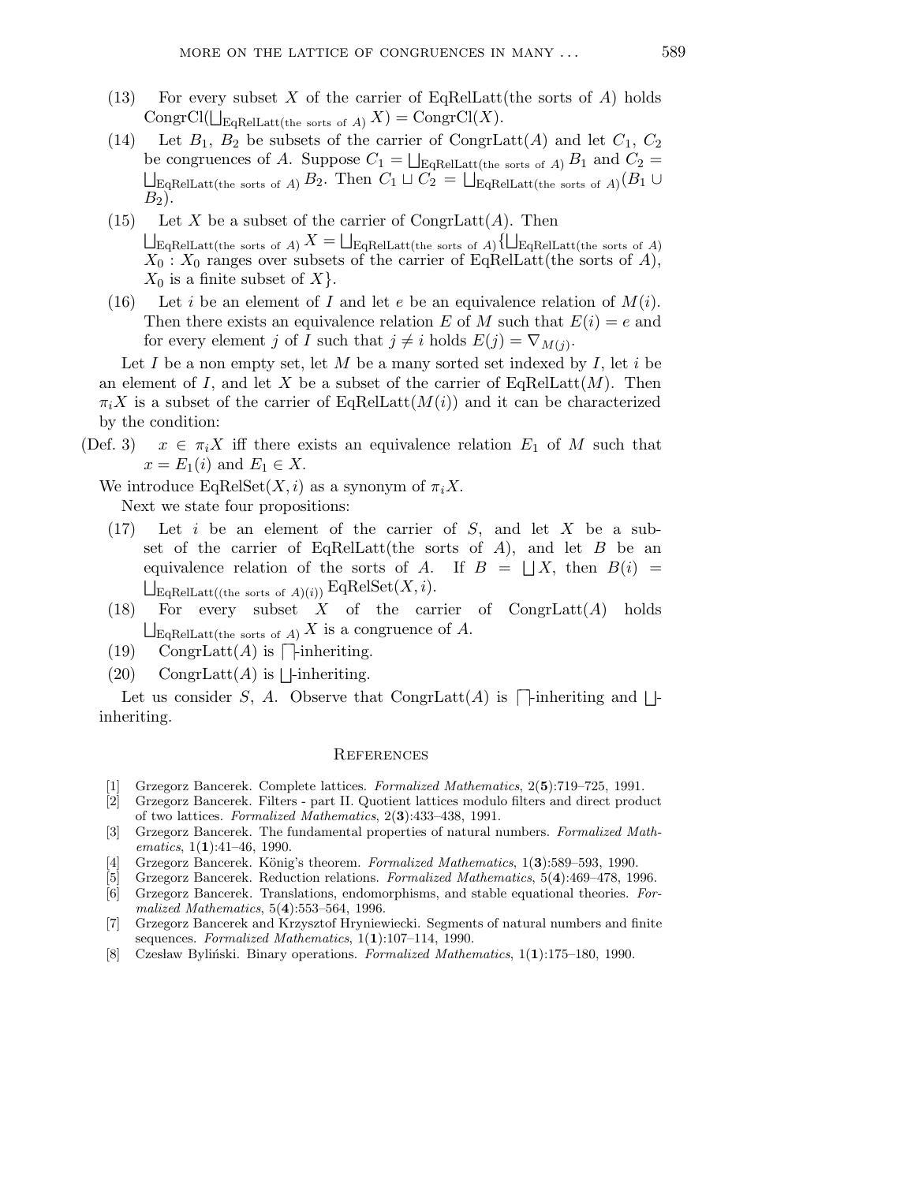(13) For every subset $X$ of the carrier of EqRelLatt(the sorts of $A$) holds $\mathrm{CongrCl}(\bigsqcup_{\mathrm{EqRelLatt(the\ sorts\ of\ }A)} X) = \mathrm{CongrCl}(X)$.

(14) Let $B_1$, $B_2$ be subsets of the carrier of CongrLatt($A$) and let $C_1$, $C_2$ be congruences of $A$. Suppose $C_1 = \bigsqcup_{\mathrm{EqRelLatt(the\ sorts\ of\ }A)} B_1$ and $C_2 = \bigsqcup_{\mathrm{EqRelLatt(the\ sorts\ of\ }A)} B_2$. Then $C_1 \sqcup C_2 = \bigsqcup_{\mathrm{EqRelLatt(the\ sorts\ of\ }A)} (B_1 \cup B_2)$.

(15) Let $X$ be a subset of the carrier of CongrLatt($A$). Then $\bigsqcup_{\mathrm{EqRelLatt(the\ sorts\ of\ }A)} X = \bigsqcup_{\mathrm{EqRelLatt(the\ sorts\ of\ }A)} \{\bigsqcup_{\mathrm{EqRelLatt(the\ sorts\ of\ }A)} X_0 : X_0$ ranges over subsets of the carrier of EqRelLatt(the sorts of $A$), $X_0$ is a finite subset of $X\}$.

(16) Let $i$ be an element of $I$ and let $e$ be an equivalence relation of $M(i)$. Then there exists an equivalence relation $E$ of $M$ such that $E(i) = e$ and for every element $j$ of $I$ such that $j \neq i$ holds $E(j) = \nabla_{M(j)}$.

Let $I$ be a non empty set, let $M$ be a many sorted set indexed by $I$, let $i$ be an element of $I$, and let $X$ be a subset of the carrier of EqRelLatt($M$). Then $\pi_i X$ is a subset of the carrier of EqRelLatt($M(i)$) and it can be characterized by the condition:

(Def. 3) $x \in \pi_i X$ iff there exists an equivalence relation $E_1$ of $M$ such that $x = E_1(i)$ and $E_1 \in X$.

We introduce EqRelSet($X, i$) as a synonym of $\pi_i X$.

Next we state four propositions:

(17) Let $i$ be an element of the carrier of $S$, and let $X$ be a subset of the carrier of EqRelLatt(the sorts of $A$), and let $B$ be an equivalence relation of the sorts of $A$. If $B = \bigsqcup X$, then $B(i) = \bigsqcup_{\mathrm{EqRelLatt((the\ sorts\ of\ }A)(i))} \mathrm{EqRelSet}(X, i)$.

(18) For every subset $X$ of the carrier of CongrLatt($A$) holds $\bigsqcup_{\mathrm{EqRelLatt(the\ sorts\ of\ }A)} X$ is a congruence of $A$.

(19) CongrLatt($A$) is $\bigsqcap$-inheriting.

(20) CongrLatt($A$) is $\bigsqcup$-inheriting.

Let us consider $S$, $A$. Observe that CongrLatt($A$) is $\bigsqcap$-inheriting and $\bigsqcup$-inheriting.

## References

[1] Grzegorz Bancerek. Complete lattices. *Formalized Mathematics*, 2(**5**):719–725, 1991.

[2] Grzegorz Bancerek. Filters - part II. Quotient lattices modulo filters and direct product of two lattices. *Formalized Mathematics*, 2(**3**):433–438, 1991.

[3] Grzegorz Bancerek. The fundamental properties of natural numbers. *Formalized Mathematics*, 1(**1**):41–46, 1990.

[4] Grzegorz Bancerek. König's theorem. *Formalized Mathematics*, 1(**3**):589–593, 1990.

[5] Grzegorz Bancerek. Reduction relations. *Formalized Mathematics*, 5(**4**):469–478, 1996.

[6] Grzegorz Bancerek. Translations, endomorphisms, and stable equational theories. *Formalized Mathematics*, 5(**4**):553–564, 1996.

[7] Grzegorz Bancerek and Krzysztof Hryniewiecki. Segments of natural numbers and finite sequences. *Formalized Mathematics*, 1(**1**):107–114, 1990.

[8] Czesław Byliński. Binary operations. *Formalized Mathematics*, 1(**1**):175–180, 1990.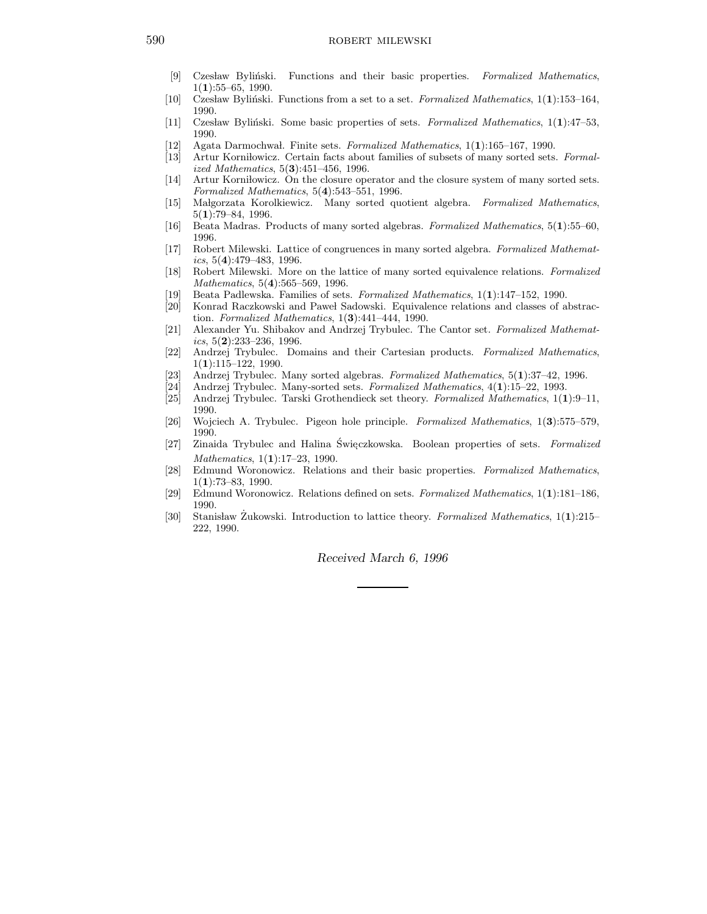- [9] Czesław Byliński. Functions and their basic properties. *Formalized Mathematics*, 1(**1**):55–65, 1990.
- [10] Czesław Byliński. Functions from a set to a set. *Formalized Mathematics*, 1(**1**):153–164, 1990.
- [11] Czesław Byliński. Some basic properties of sets. *Formalized Mathematics*, 1(**1**):47–53, 1990.
- [12] Agata Darmochwał. Finite sets. *Formalized Mathematics*, 1(**1**):165–167, 1990.
- [13] Artur Korniłowicz. Certain facts about families of subsets of many sorted sets. *Formalized Mathematics*, 5(**3**):451–456, 1996.
- [14] Artur Korniłowicz. On the closure operator and the closure system of many sorted sets. *Formalized Mathematics*, 5(**4**):543–551, 1996.
- [15] Małgorzata Korolkiewicz. Many sorted quotient algebra. *Formalized Mathematics*, 5(**1**):79–84, 1996.
- [16] Beata Madras. Products of many sorted algebras. *Formalized Mathematics*, 5(**1**):55–60, 1996.
- [17] Robert Milewski. Lattice of congruences in many sorted algebra. *Formalized Mathematics*, 5(**4**):479–483, 1996.
- [18] Robert Milewski. More on the lattice of many sorted equivalence relations. *Formalized Mathematics*, 5(**4**):565–569, 1996.
- [19] Beata Padlewska. Families of sets. *Formalized Mathematics*, 1(**1**):147–152, 1990.
- [20] Konrad Raczkowski and Paweł Sadowski. Equivalence relations and classes of abstraction. *Formalized Mathematics*, 1(**3**):441–444, 1990.
- [21] Alexander Yu. Shibakov and Andrzej Trybulec. The Cantor set. *Formalized Mathematics*, 5(**2**):233–236, 1996.
- [22] Andrzej Trybulec. Domains and their Cartesian products. *Formalized Mathematics*, 1(**1**):115–122, 1990.
- [23] Andrzej Trybulec. Many sorted algebras. *Formalized Mathematics*, 5(**1**):37–42, 1996.
- [24] Andrzej Trybulec. Many-sorted sets. *Formalized Mathematics*, 4(**1**):15–22, 1993.
- [25] Andrzej Trybulec. Tarski Grothendieck set theory. *Formalized Mathematics*, 1(**1**):9–11, 1990.
- [26] Wojciech A. Trybulec. Pigeon hole principle. *Formalized Mathematics*, 1(**3**):575–579, 1990.
- [27] Zinaida Trybulec and Halina Święczkowska. Boolean properties of sets. *Formalized Mathematics*, 1(**1**):17–23, 1990.
- [28] Edmund Woronowicz. Relations and their basic properties. *Formalized Mathematics*, 1(**1**):73–83, 1990.
- [29] Edmund Woronowicz. Relations defined on sets. *Formalized Mathematics*, 1(**1**):181–186, 1990.
- [30] Stanisław Żukowski. Introduction to lattice theory. *Formalized Mathematics*, 1(**1**):215–222, 1990.

*Received March 6, 1996*